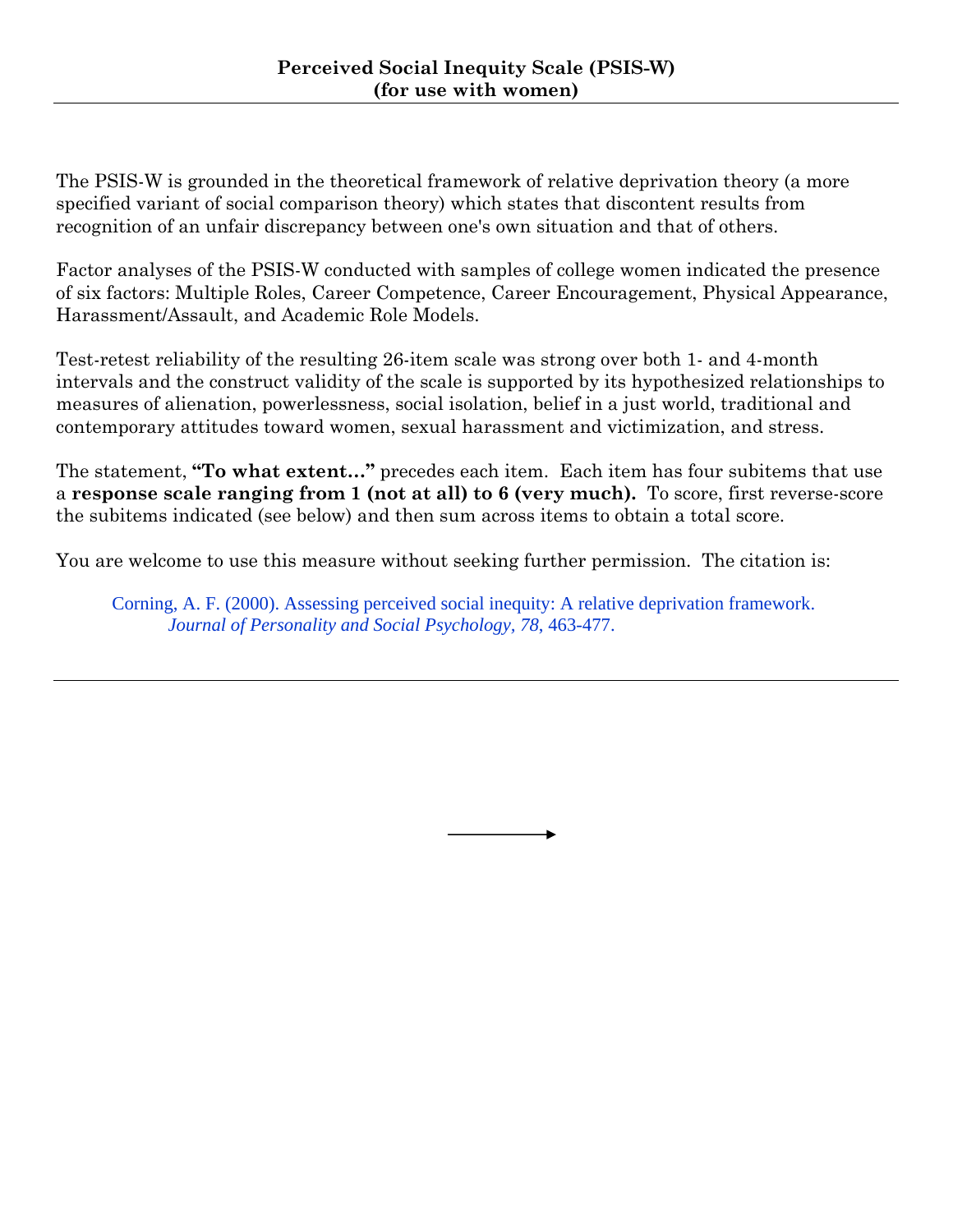# Perceived Social Inequity Scale (PSIS-W)
## (for use with women)

---

The PSIS-W is grounded in the theoretical framework of relative deprivation theory (a more specified variant of social comparison theory) which states that discontent results from recognition of an unfair discrepancy between one's own situation and that of others.

Factor analyses of the PSIS-W conducted with samples of college women indicated the presence of six factors: Multiple Roles, Career Competence, Career Encouragement, Physical Appearance, Harassment/Assault, and Academic Role Models.

Test-retest reliability of the resulting 26-item scale was strong over both 1- and 4-month intervals and the construct validity of the scale is supported by its hypothesized relationships to measures of alienation, powerlessness, social isolation, belief in a just world, traditional and contemporary attitudes toward women, sexual harassment and victimization, and stress.

The statement, **"To what extent…"** precedes each item. Each item has four subitems that use a **response scale ranging from 1 (not at all) to 6 (very much).** To score, first reverse-score the subitems indicated (see below) and then sum across items to obtain a total score.

You are welcome to use this measure without seeking further permission. The citation is:

> Corning, A. F. (2000). Assessing perceived social inequity: A relative deprivation framework. *Journal of Personality and Social Psychology, 78*, 463-477.

---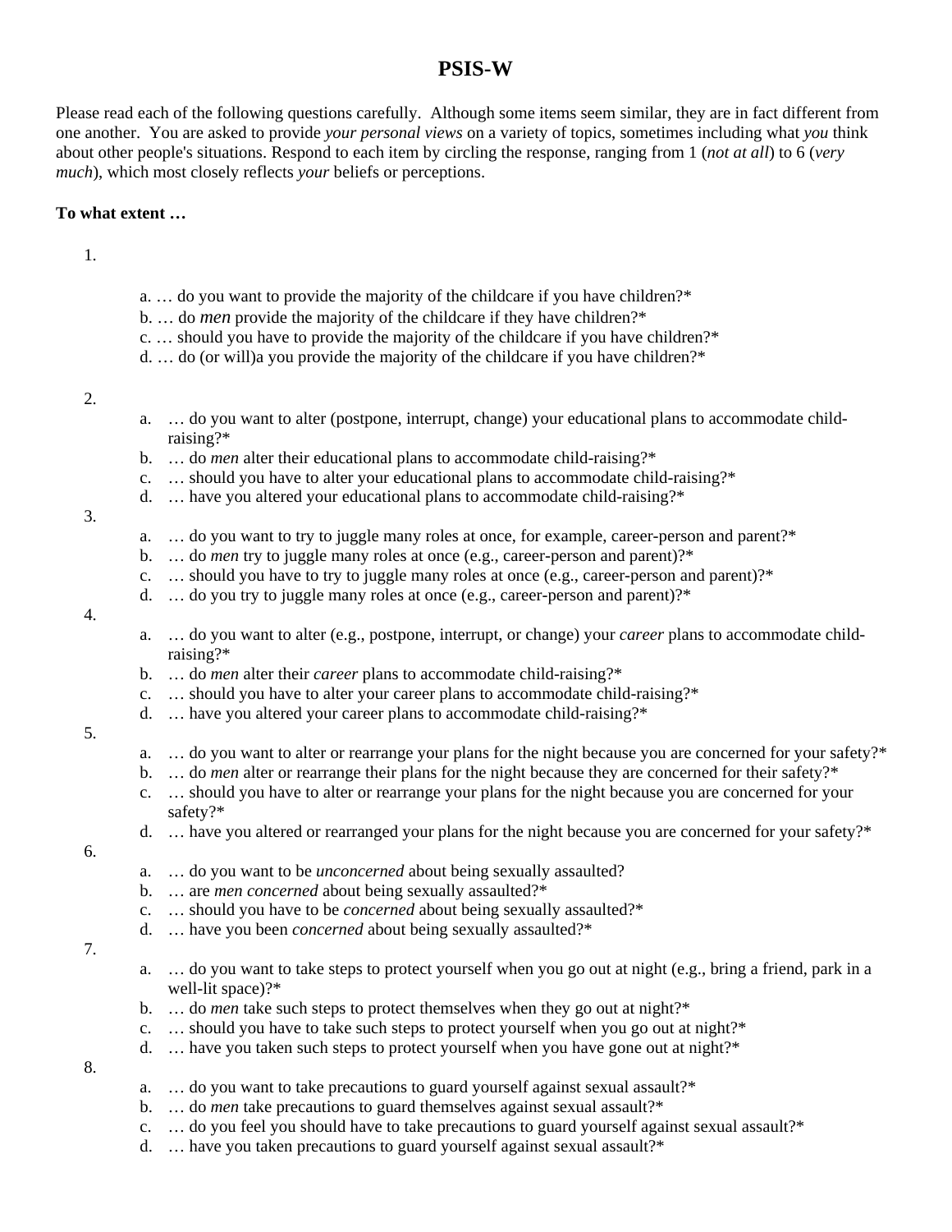# PSIS-W

Please read each of the following questions carefully. Although some items seem similar, they are in fact different from one another. You are asked to provide *your personal views* on a variety of topics, sometimes including what *you* think about other people's situations. Respond to each item by circling the response, ranging from 1 (*not at all*) to 6 (*very much*), which most closely reflects *your* beliefs or perceptions.

**To what extent …**

1.
   a. … do you want to provide the majority of the childcare if you have children?*
   b. … do *men* provide the majority of the childcare if they have children?*
   c. … should you have to provide the majority of the childcare if you have children?*
   d. … do (or will)a you provide the majority of the childcare if you have children?*

2.
   a. … do you want to alter (postpone, interrupt, change) your educational plans to accommodate child-raising?*
   b. … do *men* alter their educational plans to accommodate child-raising?*
   c. … should you have to alter your educational plans to accommodate child-raising?*
   d. … have you altered your educational plans to accommodate child-raising?*

3.
   a. … do you want to try to juggle many roles at once, for example, career-person and parent?*
   b. … do *men* try to juggle many roles at once (e.g., career-person and parent)?*
   c. … should you have to try to juggle many roles at once (e.g., career-person and parent)?*
   d. … do you try to juggle many roles at once (e.g., career-person and parent)?*

4.
   a. … do you want to alter (e.g., postpone, interrupt, or change) your *career* plans to accommodate child-raising?*
   b. … do *men* alter their *career* plans to accommodate child-raising?*
   c. … should you have to alter your career plans to accommodate child-raising?*
   d. … have you altered your career plans to accommodate child-raising?*

5.
   a. … do you want to alter or rearrange your plans for the night because you are concerned for your safety?*
   b. … do *men* alter or rearrange their plans for the night because they are concerned for their safety?*
   c. … should you have to alter or rearrange your plans for the night because you are concerned for your safety?*
   d. … have you altered or rearranged your plans for the night because you are concerned for your safety?*

6.
   a. … do you want to be *unconcerned* about being sexually assaulted?
   b. … are *men concerned* about being sexually assaulted?*
   c. … should you have to be *concerned* about being sexually assaulted?*
   d. … have you been *concerned* about being sexually assaulted?*

7.
   a. … do you want to take steps to protect yourself when you go out at night (e.g., bring a friend, park in a well-lit space)?*
   b. … do *men* take such steps to protect themselves when they go out at night?*
   c. … should you have to take such steps to protect yourself when you go out at night?*
   d. … have you taken such steps to protect yourself when you have gone out at night?*

8.
   a. … do you want to take precautions to guard yourself against sexual assault?*
   b. … do *men* take precautions to guard themselves against sexual assault?*
   c. … do you feel you should have to take precautions to guard yourself against sexual assault?*
   d. … have you taken precautions to guard yourself against sexual assault?*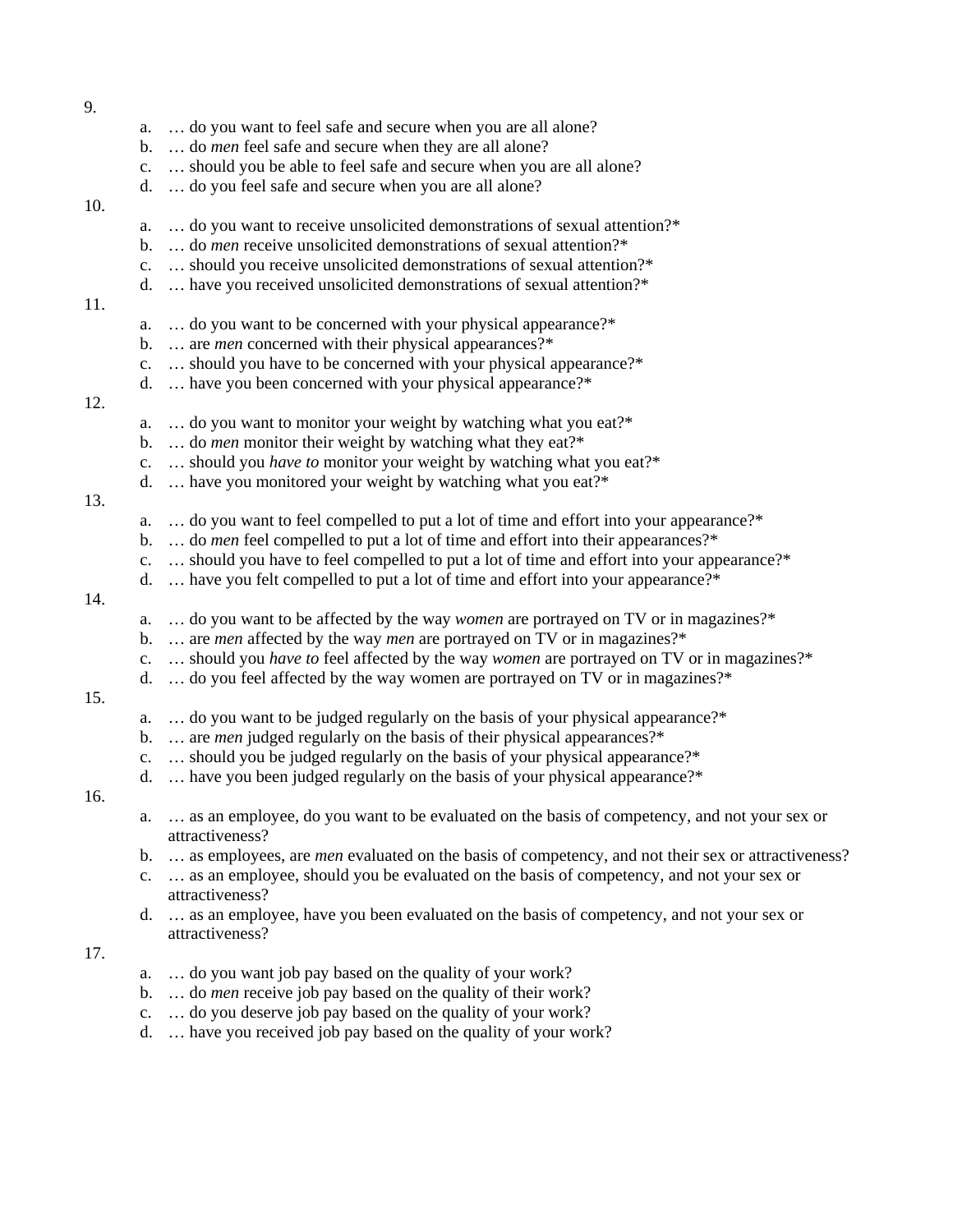9.

a. … do you want to feel safe and secure when you are all alone?
b. … do *men* feel safe and secure when they are all alone?
c. … should you be able to feel safe and secure when you are all alone?
d. … do you feel safe and secure when you are all alone?

10.

a. … do you want to receive unsolicited demonstrations of sexual attention?*
b. … do *men* receive unsolicited demonstrations of sexual attention?*
c. … should you receive unsolicited demonstrations of sexual attention?*
d. … have you received unsolicited demonstrations of sexual attention?*

11.

a. … do you want to be concerned with your physical appearance?*
b. … are *men* concerned with their physical appearances?*
c. … should you have to be concerned with your physical appearance?*
d. … have you been concerned with your physical appearance?*

12.

a. … do you want to monitor your weight by watching what you eat?*
b. … do *men* monitor their weight by watching what they eat?*
c. … should you *have to* monitor your weight by watching what you eat?*
d. … have you monitored your weight by watching what you eat?*

13.

a. … do you want to feel compelled to put a lot of time and effort into your appearance?*
b. … do *men* feel compelled to put a lot of time and effort into their appearances?*
c. … should you have to feel compelled to put a lot of time and effort into your appearance?*
d. … have you felt compelled to put a lot of time and effort into your appearance?*

14.

a. … do you want to be affected by the way *women* are portrayed on TV or in magazines?*
b. … are *men* affected by the way *men* are portrayed on TV or in magazines?*
c. … should you *have to* feel affected by the way *women* are portrayed on TV or in magazines?*
d. … do you feel affected by the way women are portrayed on TV or in magazines?*

15.

a. … do you want to be judged regularly on the basis of your physical appearance?*
b. … are *men* judged regularly on the basis of their physical appearances?*
c. … should you be judged regularly on the basis of your physical appearance?*
d. … have you been judged regularly on the basis of your physical appearance?*

16.

a. … as an employee, do you want to be evaluated on the basis of competency, and not your sex or attractiveness?
b. … as employees, are *men* evaluated on the basis of competency, and not their sex or attractiveness?
c. … as an employee, should you be evaluated on the basis of competency, and not your sex or attractiveness?
d. … as an employee, have you been evaluated on the basis of competency, and not your sex or attractiveness?

17.

a. … do you want job pay based on the quality of your work?
b. … do *men* receive job pay based on the quality of their work?
c. … do you deserve job pay based on the quality of your work?
d. … have you received job pay based on the quality of your work?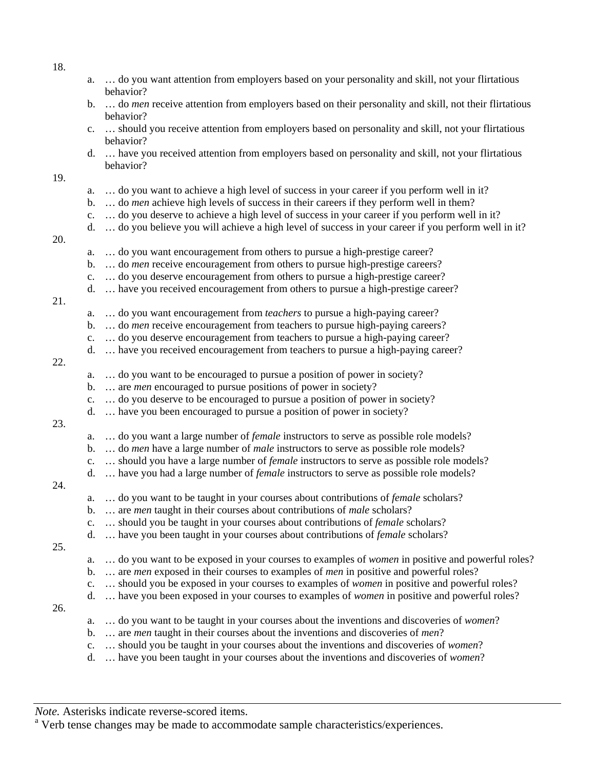18.

a. … do you want attention from employers based on your personality and skill, not your flirtatious behavior?
b. … do *men* receive attention from employers based on their personality and skill, not their flirtatious behavior?
c. … should you receive attention from employers based on personality and skill, not your flirtatious behavior?
d. … have you received attention from employers based on personality and skill, not your flirtatious behavior?

19.

a. … do you want to achieve a high level of success in your career if you perform well in it?
b. … do *men* achieve high levels of success in their careers if they perform well in them?
c. … do you deserve to achieve a high level of success in your career if you perform well in it?
d. … do you believe you will achieve a high level of success in your career if you perform well in it?

20.

a. … do you want encouragement from others to pursue a high-prestige career?
b. … do *men* receive encouragement from others to pursue high-prestige careers?
c. … do you deserve encouragement from others to pursue a high-prestige career?
d. … have you received encouragement from others to pursue a high-prestige career?

21.

a. … do you want encouragement from *teachers* to pursue a high-paying career?
b. … do *men* receive encouragement from teachers to pursue high-paying careers?
c. … do you deserve encouragement from teachers to pursue a high-paying career?
d. … have you received encouragement from teachers to pursue a high-paying career?

22.

a. … do you want to be encouraged to pursue a position of power in society?
b. … are *men* encouraged to pursue positions of power in society?
c. … do you deserve to be encouraged to pursue a position of power in society?
d. … have you been encouraged to pursue a position of power in society?

23.

a. … do you want a large number of *female* instructors to serve as possible role models?
b. … do *men* have a large number of *male* instructors to serve as possible role models?
c. … should you have a large number of *female* instructors to serve as possible role models?
d. … have you had a large number of *female* instructors to serve as possible role models?

24.

a. … do you want to be taught in your courses about contributions of *female* scholars?
b. … are *men* taught in their courses about contributions of *male* scholars?
c. … should you be taught in your courses about contributions of *female* scholars?
d. … have you been taught in your courses about contributions of *female* scholars?

25.

a. … do you want to be exposed in your courses to examples of *women* in positive and powerful roles?
b. … are *men* exposed in their courses to examples of *men* in positive and powerful roles?
c. … should you be exposed in your courses to examples of *women* in positive and powerful roles?
d. … have you been exposed in your courses to examples of *women* in positive and powerful roles?

26.

a. … do you want to be taught in your courses about the inventions and discoveries of *women*?
b. … are *men* taught in their courses about the inventions and discoveries of *men*?
c. … should you be taught in your courses about the inventions and discoveries of *women*?
d. … have you been taught in your courses about the inventions and discoveries of *women*?

---

*Note.* Asterisks indicate reverse-scored items.
[a] Verb tense changes may be made to accommodate sample characteristics/experiences.